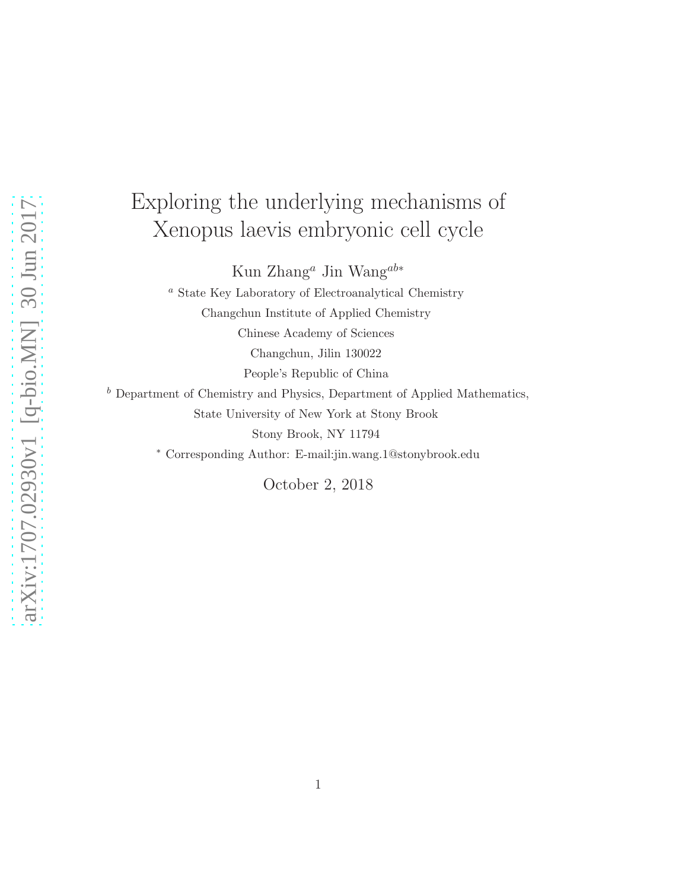# Exploring the underlying mechanisms of Xenopus laevis embryonic cell cycle

Kun Zhang[a] Jin Wang[ab*]

[a] State Key Laboratory of Electroanalytical Chemistry

Changchun Institute of Applied Chemistry

Chinese Academy of Sciences

Changchun, Jilin 130022

People's Republic of China

[b] Department of Chemistry and Physics, Department of Applied Mathematics,

State University of New York at Stony Brook

Stony Brook, NY 11794

[*] Corresponding Author: E-mail:jin.wang.1@stonybrook.edu

October 2, 2018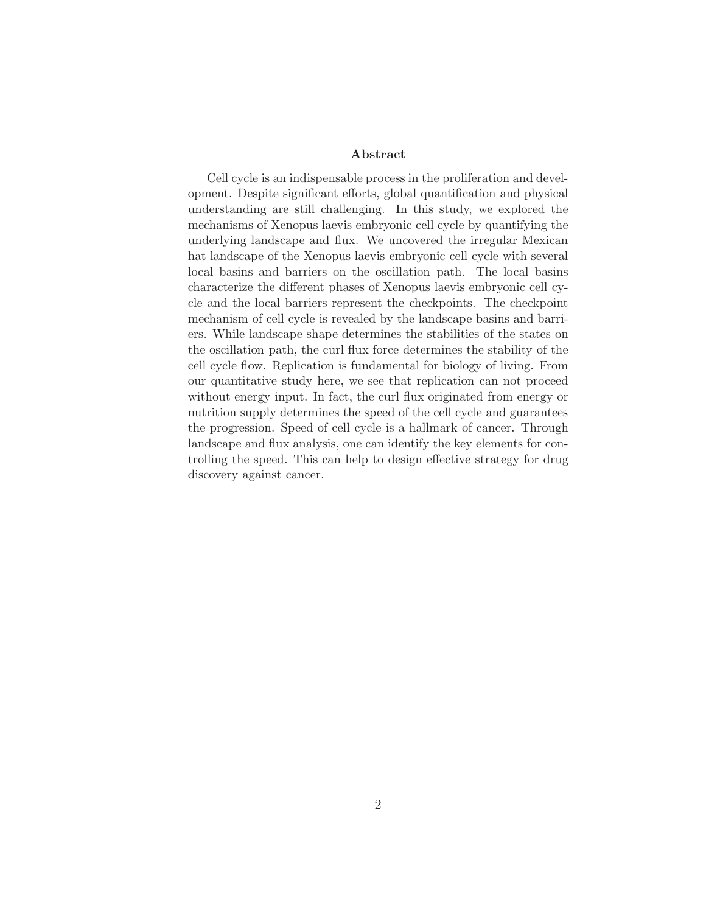## Abstract

Cell cycle is an indispensable process in the proliferation and development. Despite significant efforts, global quantification and physical understanding are still challenging. In this study, we explored the mechanisms of Xenopus laevis embryonic cell cycle by quantifying the underlying landscape and flux. We uncovered the irregular Mexican hat landscape of the Xenopus laevis embryonic cell cycle with several local basins and barriers on the oscillation path. The local basins characterize the different phases of Xenopus laevis embryonic cell cycle and the local barriers represent the checkpoints. The checkpoint mechanism of cell cycle is revealed by the landscape basins and barriers. While landscape shape determines the stabilities of the states on the oscillation path, the curl flux force determines the stability of the cell cycle flow. Replication is fundamental for biology of living. From our quantitative study here, we see that replication can not proceed without energy input. In fact, the curl flux originated from energy or nutrition supply determines the speed of the cell cycle and guarantees the progression. Speed of cell cycle is a hallmark of cancer. Through landscape and flux analysis, one can identify the key elements for controlling the speed. This can help to design effective strategy for drug discovery against cancer.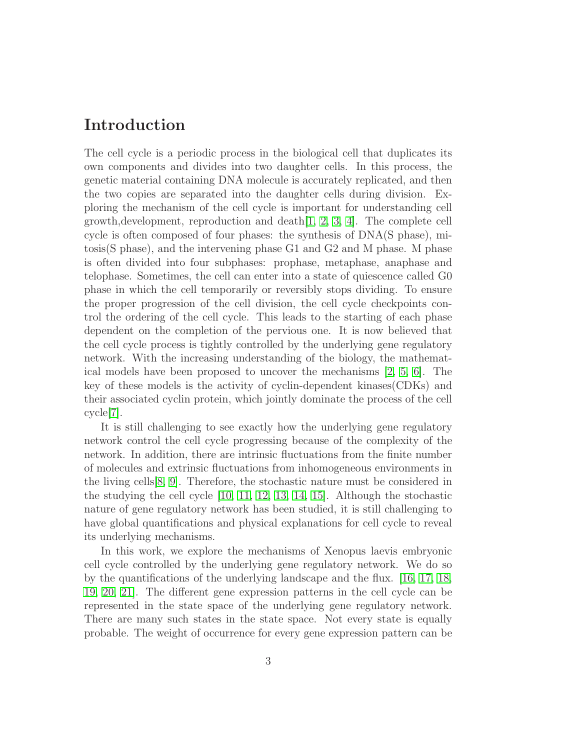# Introduction

The cell cycle is a periodic process in the biological cell that duplicates its own components and divides into two daughter cells. In this process, the genetic material containing DNA molecule is accurately replicated, and then the two copies are separated into the daughter cells during division. Exploring the mechanism of the cell cycle is important for understanding cell growth,development, reproduction and death[1, 2, 3, 4]. The complete cell cycle is often composed of four phases: the synthesis of DNA(S phase), mitosis(S phase), and the intervening phase G1 and G2 and M phase. M phase is often divided into four subphases: prophase, metaphase, anaphase and telophase. Sometimes, the cell can enter into a state of quiescence called G0 phase in which the cell temporarily or reversibly stops dividing. To ensure the proper progression of the cell division, the cell cycle checkpoints control the ordering of the cell cycle. This leads to the starting of each phase dependent on the completion of the pervious one. It is now believed that the cell cycle process is tightly controlled by the underlying gene regulatory network. With the increasing understanding of the biology, the mathematical models have been proposed to uncover the mechanisms [2, 5, 6]. The key of these models is the activity of cyclin-dependent kinases(CDKs) and their associated cyclin protein, which jointly dominate the process of the cell cycle[7].

It is still challenging to see exactly how the underlying gene regulatory network control the cell cycle progressing because of the complexity of the network. In addition, there are intrinsic fluctuations from the finite number of molecules and extrinsic fluctuations from inhomogeneous environments in the living cells[8, 9]. Therefore, the stochastic nature must be considered in the studying the cell cycle [10, 11, 12, 13, 14, 15]. Although the stochastic nature of gene regulatory network has been studied, it is still challenging to have global quantifications and physical explanations for cell cycle to reveal its underlying mechanisms.

In this work, we explore the mechanisms of Xenopus laevis embryonic cell cycle controlled by the underlying gene regulatory network. We do so by the quantifications of the underlying landscape and the flux. [16, 17, 18, 19, 20, 21]. The different gene expression patterns in the cell cycle can be represented in the state space of the underlying gene regulatory network. There are many such states in the state space. Not every state is equally probable. The weight of occurrence for every gene expression pattern can be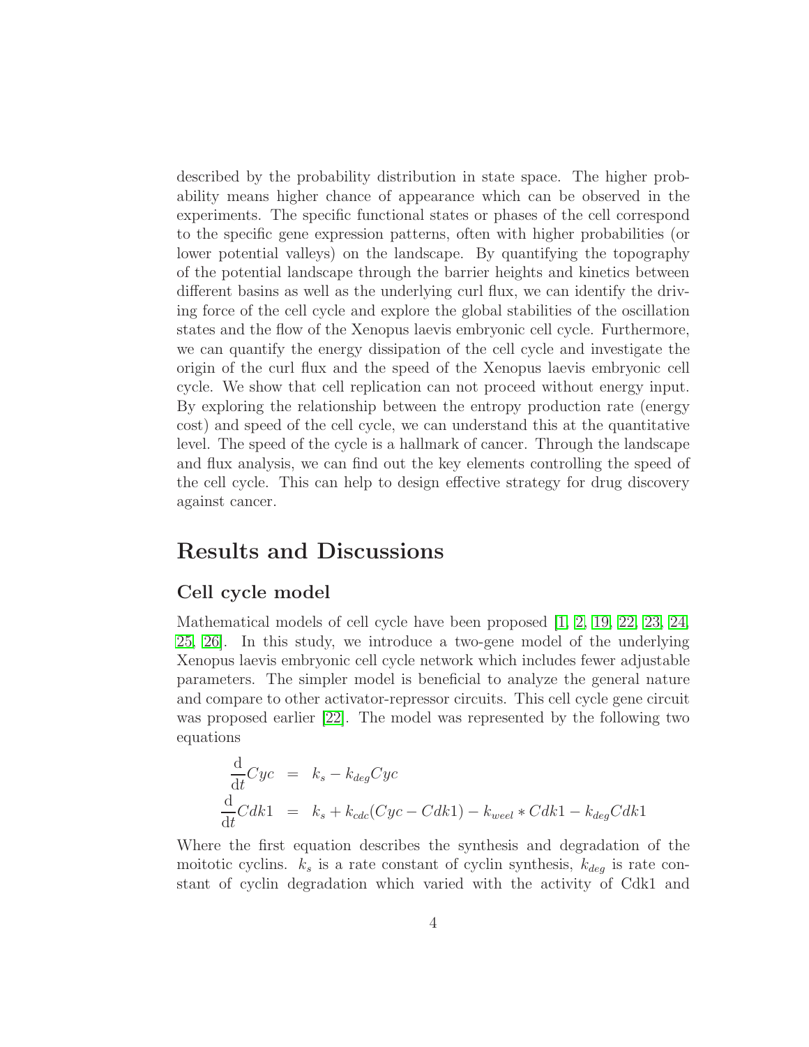described by the probability distribution in state space. The higher probability means higher chance of appearance which can be observed in the experiments. The specific functional states or phases of the cell correspond to the specific gene expression patterns, often with higher probabilities (or lower potential valleys) on the landscape. By quantifying the topography of the potential landscape through the barrier heights and kinetics between different basins as well as the underlying curl flux, we can identify the driving force of the cell cycle and explore the global stabilities of the oscillation states and the flow of the Xenopus laevis embryonic cell cycle. Furthermore, we can quantify the energy dissipation of the cell cycle and investigate the origin of the curl flux and the speed of the Xenopus laevis embryonic cell cycle. We show that cell replication can not proceed without energy input. By exploring the relationship between the entropy production rate (energy cost) and speed of the cell cycle, we can understand this at the quantitative level. The speed of the cycle is a hallmark of cancer. Through the landscape and flux analysis, we can find out the key elements controlling the speed of the cell cycle. This can help to design effective strategy for drug discovery against cancer.

# Results and Discussions

## Cell cycle model

Mathematical models of cell cycle have been proposed [1, 2, 19, 22, 23, 24, 25, 26]. In this study, we introduce a two-gene model of the underlying Xenopus laevis embryonic cell cycle network which includes fewer adjustable parameters. The simpler model is beneficial to analyze the general nature and compare to other activator-repressor circuits. This cell cycle gene circuit was proposed earlier [22]. The model was represented by the following two equations

$$
\begin{aligned}
\frac{\mathrm{d}}{\mathrm{d}t}Cyc &= k_s - k_{deg}Cyc \\
\frac{\mathrm{d}}{\mathrm{d}t}Cdk1 &= k_s + k_{cdc}(Cyc - Cdk1) - k_{weel} * Cdk1 - k_{deg}Cdk1
\end{aligned}
$$

Where the first equation describes the synthesis and degradation of the moitotic cyclins. $k_s$ is a rate constant of cyclin synthesis, $k_{deg}$ is rate constant of cyclin degradation which varied with the activity of Cdk1 and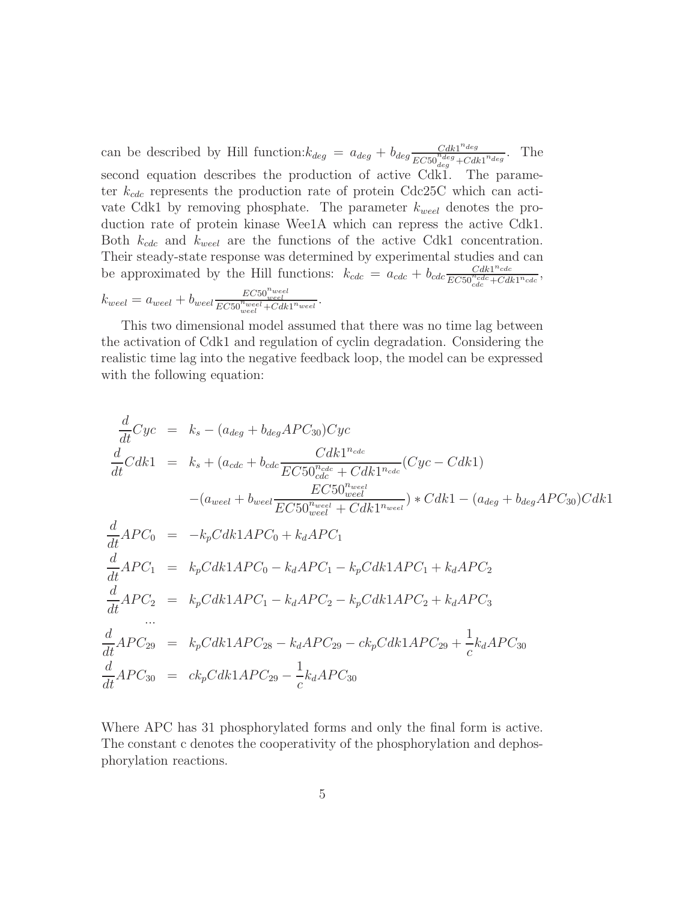can be described by Hill function: $k_{deg} = a_{deg} + b_{deg}\frac{Cdk1^{n_{deg}}}{EC50_{deg}^{n_{deg}}+Cdk1^{n_{deg}}}$. The second equation describes the production of active Cdk1. The parameter $k_{cdc}$ represents the production rate of protein Cdc25C which can activate Cdk1 by removing phosphate. The parameter $k_{weel}$ denotes the production rate of protein kinase Wee1A which can repress the active Cdk1. Both $k_{cdc}$ and $k_{weel}$ are the functions of the active Cdk1 concentration. Their steady-state response was determined by experimental studies and can be approximated by the Hill functions: $k_{cdc} = a_{cdc} + b_{cdc}\frac{Cdk1^{n_{cdc}}}{EC50_{cdc}^{n_{cdc}}+Cdk1^{n_{cdc}}}$, $k_{weel} = a_{weel} + b_{weel}\frac{EC50_{weel}^{n_{weel}}}{EC50_{weel}^{n_{weel}}+Cdk1^{n_{weel}}}$.

This two dimensional model assumed that there was no time lag between the activation of Cdk1 and regulation of cyclin degradation. Considering the realistic time lag into the negative feedback loop, the model can be expressed with the following equation:

$$
\begin{aligned}
\frac{d}{dt}Cyc &= k_s - (a_{deg} + b_{deg}APC_{30})Cyc \\
\frac{d}{dt}Cdk1 &= k_s + (a_{cdc} + b_{cdc}\frac{Cdk1^{n_{cdc}}}{EC50_{cdc}^{n_{cdc}} + Cdk1^{n_{cdc}}}(Cyc - Cdk1) \\
&\quad -(a_{weel} + b_{weel}\frac{EC50_{weel}^{n_{weel}}}{EC50_{weel}^{n_{weel}} + Cdk1^{n_{weel}}}) * Cdk1 - (a_{deg} + b_{deg}APC_{30})Cdk1 \\
\frac{d}{dt}APC_0 &= -k_pCdk1APC_0 + k_dAPC_1 \\
\frac{d}{dt}APC_1 &= k_pCdk1APC_0 - k_dAPC_1 - k_pCdk1APC_1 + k_dAPC_2 \\
\frac{d}{dt}APC_2 &= k_pCdk1APC_1 - k_dAPC_2 - k_pCdk1APC_2 + k_dAPC_3 \\
&\;\;\cdots \\
\frac{d}{dt}APC_{29} &= k_pCdk1APC_{28} - k_dAPC_{29} - ck_pCdk1APC_{29} + \frac{1}{c}k_dAPC_{30} \\
\frac{d}{dt}APC_{30} &= ck_pCdk1APC_{29} - \frac{1}{c}k_dAPC_{30}
\end{aligned}
$$

Where APC has 31 phosphorylated forms and only the final form is active. The constant c denotes the cooperativity of the phosphorylation and dephosphorylation reactions.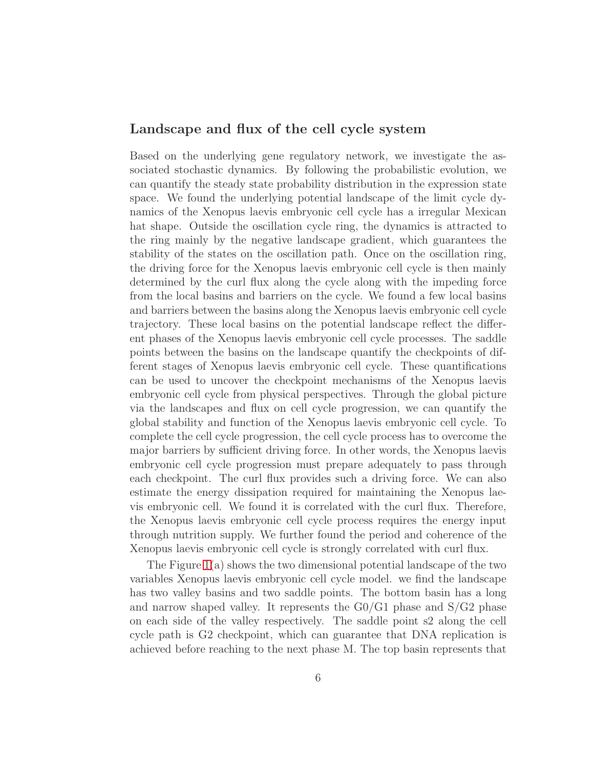## Landscape and flux of the cell cycle system

Based on the underlying gene regulatory network, we investigate the associated stochastic dynamics. By following the probabilistic evolution, we can quantify the steady state probability distribution in the expression state space. We found the underlying potential landscape of the limit cycle dynamics of the Xenopus laevis embryonic cell cycle has a irregular Mexican hat shape. Outside the oscillation cycle ring, the dynamics is attracted to the ring mainly by the negative landscape gradient, which guarantees the stability of the states on the oscillation path. Once on the oscillation ring, the driving force for the Xenopus laevis embryonic cell cycle is then mainly determined by the curl flux along the cycle along with the impeding force from the local basins and barriers on the cycle. We found a few local basins and barriers between the basins along the Xenopus laevis embryonic cell cycle trajectory. These local basins on the potential landscape reflect the different phases of the Xenopus laevis embryonic cell cycle processes. The saddle points between the basins on the landscape quantify the checkpoints of different stages of Xenopus laevis embryonic cell cycle. These quantifications can be used to uncover the checkpoint mechanisms of the Xenopus laevis embryonic cell cycle from physical perspectives. Through the global picture via the landscapes and flux on cell cycle progression, we can quantify the global stability and function of the Xenopus laevis embryonic cell cycle. To complete the cell cycle progression, the cell cycle process has to overcome the major barriers by sufficient driving force. In other words, the Xenopus laevis embryonic cell cycle progression must prepare adequately to pass through each checkpoint. The curl flux provides such a driving force. We can also estimate the energy dissipation required for maintaining the Xenopus laevis embryonic cell. We found it is correlated with the curl flux. Therefore, the Xenopus laevis embryonic cell cycle process requires the energy input through nutrition supply. We further found the period and coherence of the Xenopus laevis embryonic cell cycle is strongly correlated with curl flux.

The Figure 1(a) shows the two dimensional potential landscape of the two variables Xenopus laevis embryonic cell cycle model. we find the landscape has two valley basins and two saddle points. The bottom basin has a long and narrow shaped valley. It represents the G0/G1 phase and S/G2 phase on each side of the valley respectively. The saddle point s2 along the cell cycle path is G2 checkpoint, which can guarantee that DNA replication is achieved before reaching to the next phase M. The top basin represents that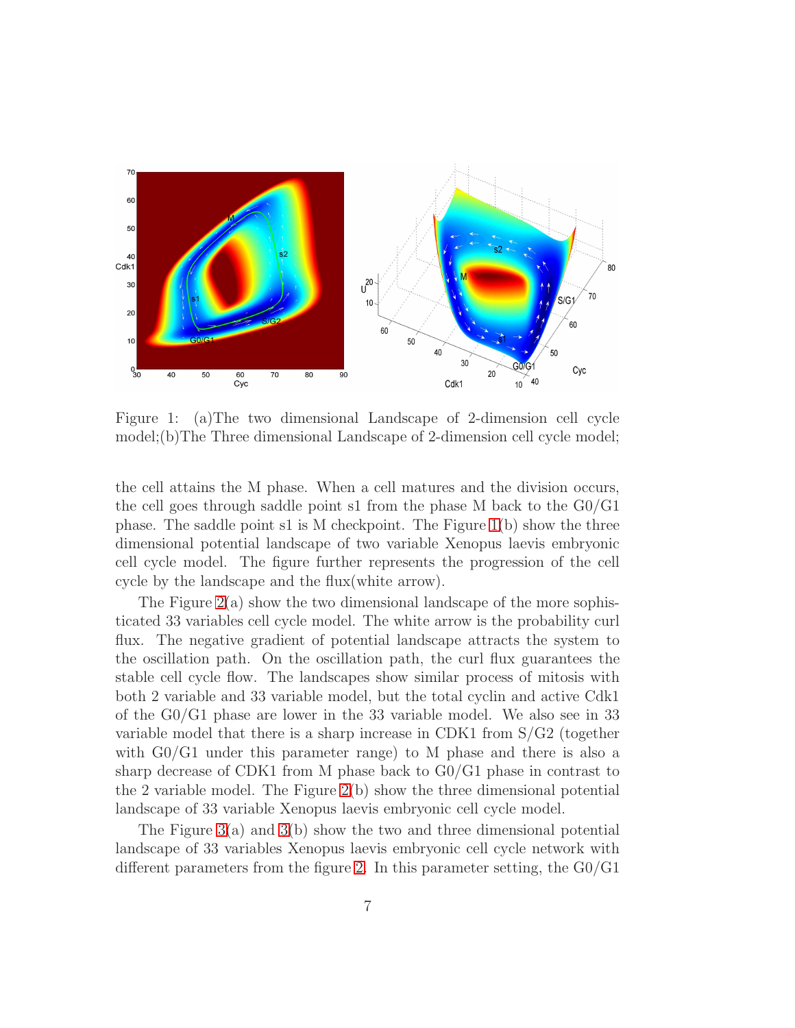Figure 1: (a)The two dimensional Landscape of 2-dimension cell cycle model;(b)The Three dimensional Landscape of 2-dimension cell cycle model;

the cell attains the M phase. When a cell matures and the division occurs, the cell goes through saddle point s1 from the phase M back to the G0/G1 phase. The saddle point s1 is M checkpoint. The Figure 1(b) show the three dimensional potential landscape of two variable Xenopus laevis embryonic cell cycle model. The figure further represents the progression of the cell cycle by the landscape and the flux(white arrow).

The Figure 2(a) show the two dimensional landscape of the more sophisticated 33 variables cell cycle model. The white arrow is the probability curl flux. The negative gradient of potential landscape attracts the system to the oscillation path. On the oscillation path, the curl flux guarantees the stable cell cycle flow. The landscapes show similar process of mitosis with both 2 variable and 33 variable model, but the total cyclin and active Cdk1 of the G0/G1 phase are lower in the 33 variable model. We also see in 33 variable model that there is a sharp increase in CDK1 from S/G2 (together with G0/G1 under this parameter range) to M phase and there is also a sharp decrease of CDK1 from M phase back to G0/G1 phase in contrast to the 2 variable model. The Figure 2(b) show the three dimensional potential landscape of 33 variable Xenopus laevis embryonic cell cycle model.

The Figure 3(a) and 3(b) show the two and three dimensional potential landscape of 33 variables Xenopus laevis embryonic cell cycle network with different parameters from the figure 2. In this parameter setting, the G0/G1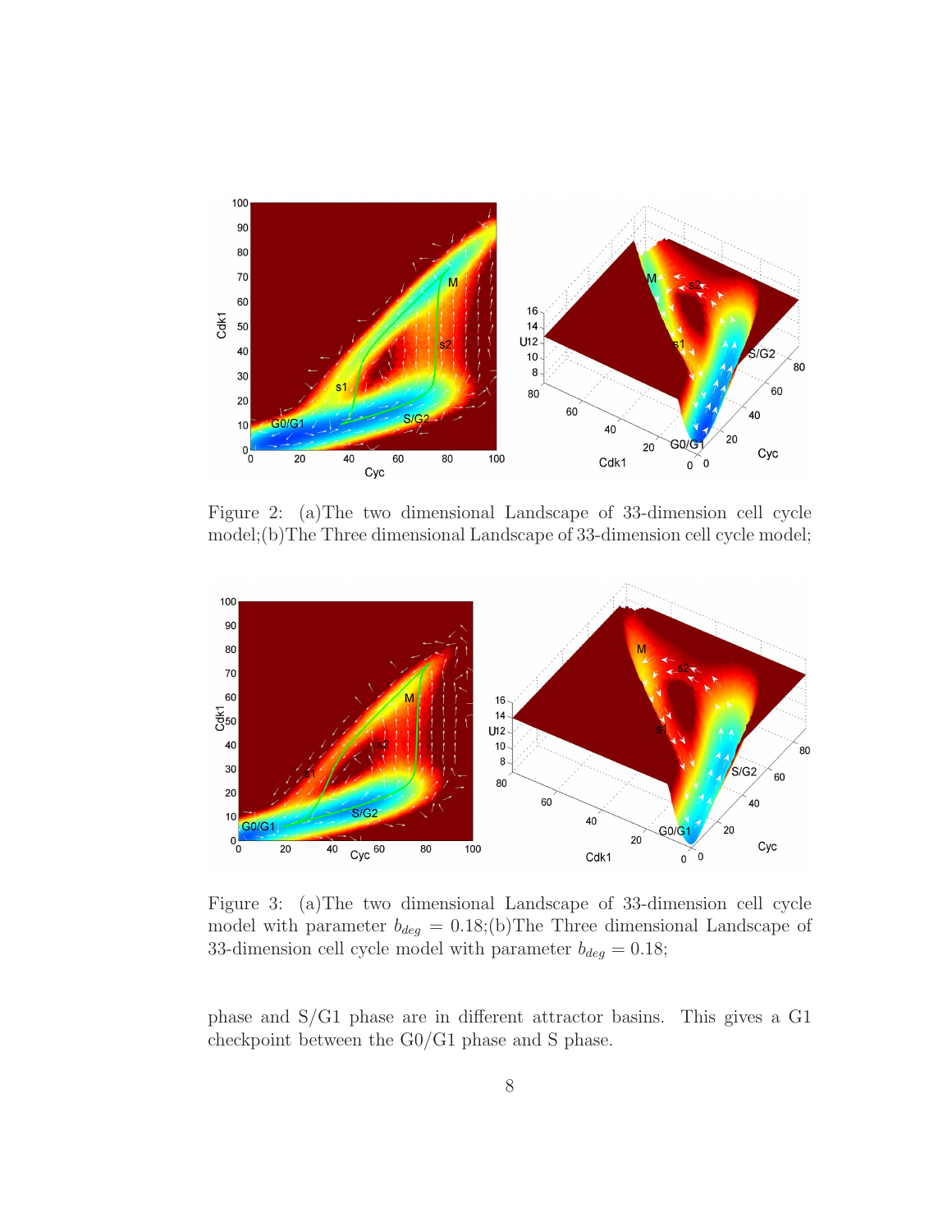Figure 2: (a)The two dimensional Landscape of 33-dimension cell cycle model;(b)The Three dimensional Landscape of 33-dimension cell cycle model;

Figure 3: (a)The two dimensional Landscape of 33-dimension cell cycle model with parameter $b_{deg} = 0.18$;(b)The Three dimensional Landscape of 33-dimension cell cycle model with parameter $b_{deg} = 0.18$;

phase and S/G1 phase are in different attractor basins. This gives a G1 checkpoint between the G0/G1 phase and S phase.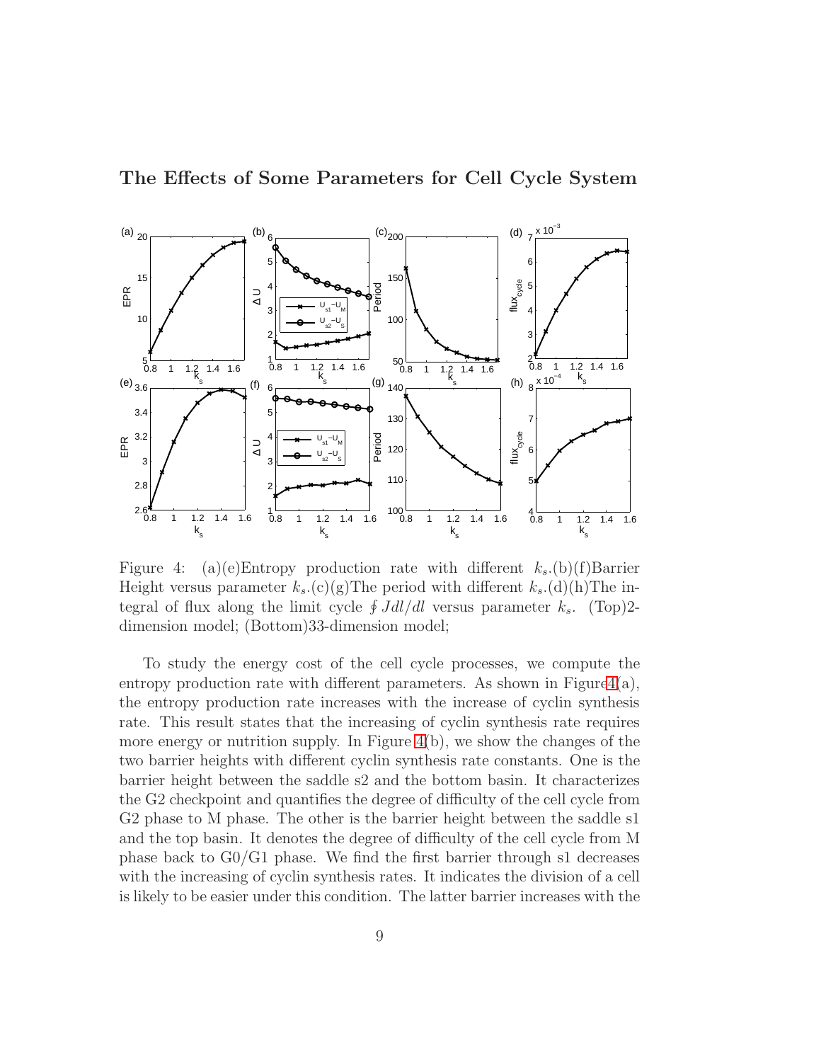## The Effects of Some Parameters for Cell Cycle System

(a)
EPR
20
15
10
5
0.8 1 1.2 1.4 1.6
$k_s$

(b)
ΔU
6
5
4
3
2
1
$U_{s1}-U_M$
$U_{s2}-U_S$
0.8 1 1.2 1.4 1.6
$k_s$

(c)
Period
200
150
100
50
0.8 1 1.2 1.4 1.6
$k_s$

(d)
$\times 10^{-3}$
$flux_{cycle}$
7
6
5
4
3
2
0.8 1 1.2 1.4 1.6
$k_s$

(e)
EPR
3.6
3.4
3.2
3
2.8
2.6
0.8 1 1.2 1.4 1.6
$k_s$

(f)
ΔU
6
5
4
3
2
1
$U_{s1}-U_M$
$U_{s2}-U_S$
0.8 1 1.2 1.4 1.6
$k_s$

(g)
Period
140
130
120
110
100
0.8 1 1.2 1.4 1.6
$k_s$

(h)
$\times 10^{-4}$
$flux_{cycle}$
8
7
6
5
4
0.8 1 1.2 1.4 1.6
$k_s$

Figure 4: (a)(e)Entropy production rate with different $k_s$.(b)(f)Barrier Height versus parameter $k_s$.(c)(g)The period with different $k_s$.(d)(h)The integral of flux along the limit cycle $\oint Jdl/dl$ versus parameter $k_s$. (Top)2-dimension model; (Bottom)33-dimension model;

To study the energy cost of the cell cycle processes, we compute the entropy production rate with different parameters. As shown in Figure4(a), the entropy production rate increases with the increase of cyclin synthesis rate. This result states that the increasing of cyclin synthesis rate requires more energy or nutrition supply. In Figure 4(b), we show the changes of the two barrier heights with different cyclin synthesis rate constants. One is the barrier height between the saddle s2 and the bottom basin. It characterizes the G2 checkpoint and quantifies the degree of difficulty of the cell cycle from G2 phase to M phase. The other is the barrier height between the saddle s1 and the top basin. It denotes the degree of difficulty of the cell cycle from M phase back to G0/G1 phase. We find the first barrier through s1 decreases with the increasing of cyclin synthesis rates. It indicates the division of a cell is likely to be easier under this condition. The latter barrier increases with the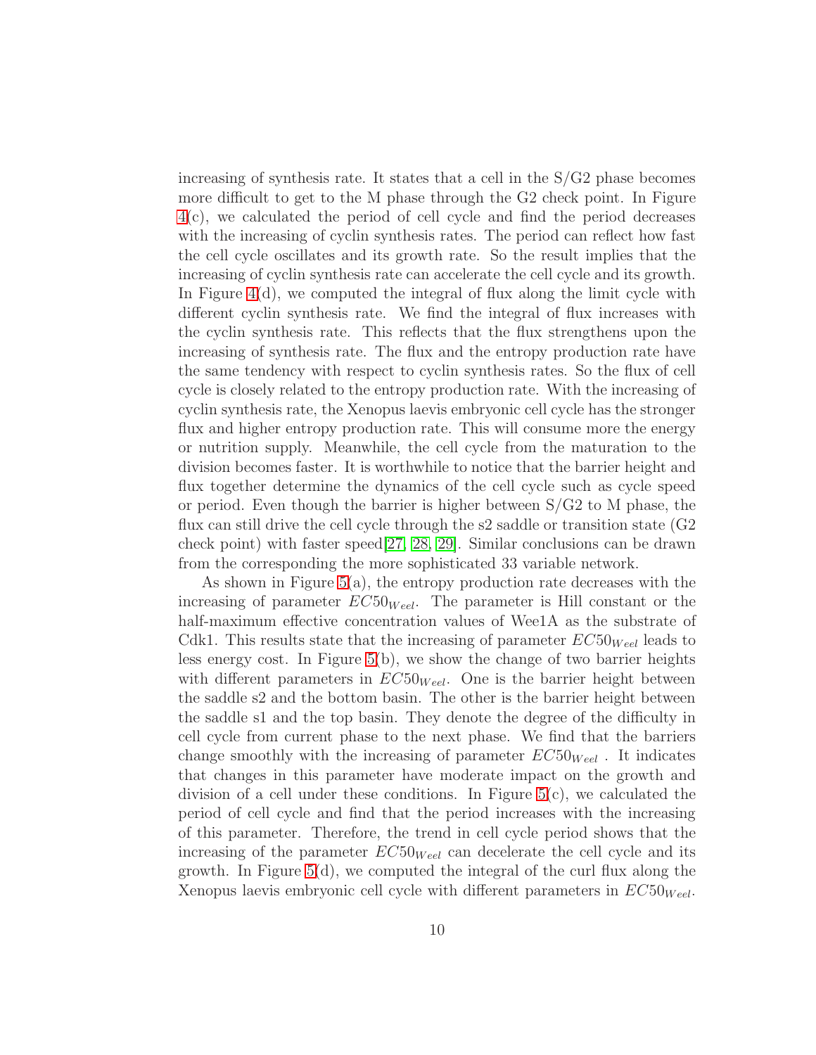increasing of synthesis rate. It states that a cell in the S/G2 phase becomes more difficult to get to the M phase through the G2 check point. In Figure 4(c), we calculated the period of cell cycle and find the period decreases with the increasing of cyclin synthesis rates. The period can reflect how fast the cell cycle oscillates and its growth rate. So the result implies that the increasing of cyclin synthesis rate can accelerate the cell cycle and its growth. In Figure 4(d), we computed the integral of flux along the limit cycle with different cyclin synthesis rate. We find the integral of flux increases with the cyclin synthesis rate. This reflects that the flux strengthens upon the increasing of synthesis rate. The flux and the entropy production rate have the same tendency with respect to cyclin synthesis rates. So the flux of cell cycle is closely related to the entropy production rate. With the increasing of cyclin synthesis rate, the Xenopus laevis embryonic cell cycle has the stronger flux and higher entropy production rate. This will consume more the energy or nutrition supply. Meanwhile, the cell cycle from the maturation to the division becomes faster. It is worthwhile to notice that the barrier height and flux together determine the dynamics of the cell cycle such as cycle speed or period. Even though the barrier is higher between S/G2 to M phase, the flux can still drive the cell cycle through the s2 saddle or transition state (G2 check point) with faster speed[27, 28, 29]. Similar conclusions can be drawn from the corresponding the more sophisticated 33 variable network.

As shown in Figure 5(a), the entropy production rate decreases with the increasing of parameter $EC50_{Weel}$. The parameter is Hill constant or the half-maximum effective concentration values of Wee1A as the substrate of Cdk1. This results state that the increasing of parameter $EC50_{Weel}$ leads to less energy cost. In Figure 5(b), we show the change of two barrier heights with different parameters in $EC50_{Weel}$. One is the barrier height between the saddle s2 and the bottom basin. The other is the barrier height between the saddle s1 and the top basin. They denote the degree of the difficulty in cell cycle from current phase to the next phase. We find that the barriers change smoothly with the increasing of parameter $EC50_{Weel}$ . It indicates that changes in this parameter have moderate impact on the growth and division of a cell under these conditions. In Figure 5(c), we calculated the period of cell cycle and find that the period increases with the increasing of this parameter. Therefore, the trend in cell cycle period shows that the increasing of the parameter $EC50_{Weel}$ can decelerate the cell cycle and its growth. In Figure 5(d), we computed the integral of the curl flux along the Xenopus laevis embryonic cell cycle with different parameters in $EC50_{Weel}$.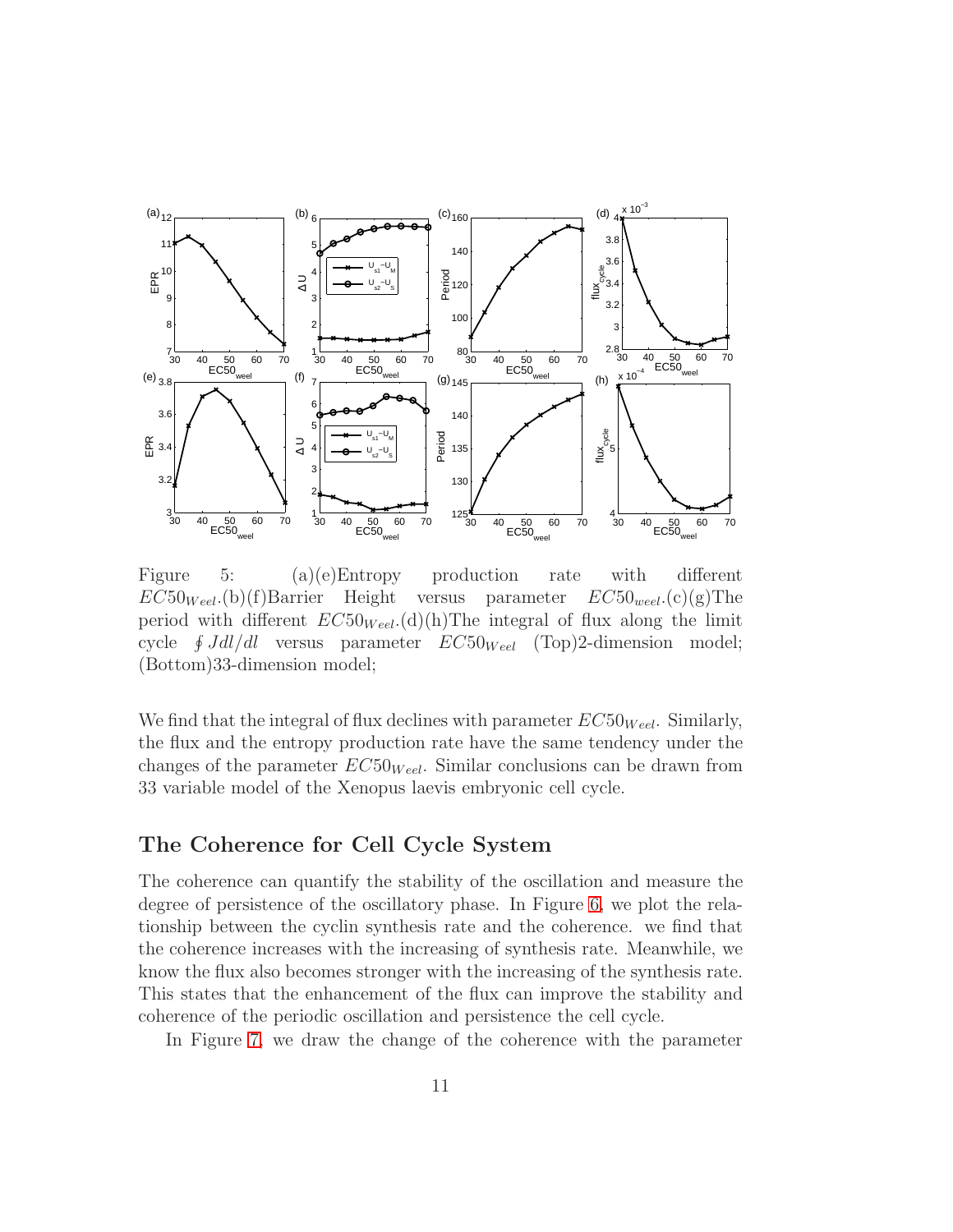(a)
12
11
10
9
8
7
30 40 50 60 70
EPR
EC50weel

(b)
6
5
4
3
2
1
30 40 50 60 70
ΔU
$U_{s1}-U_M$
$U_{s2}-U_S$
EC50weel

(c)
160
140
120
100
80
30 40 50 60 70
Period
EC50weel

(d)
x 10^-3
4
3.8
3.6
3.4
3.2
3
2.8
30 40 50 60 70
flux_cycle
EC50weel

(e)
3.8
3.6
3.4
3.2
3
30 40 50 60 70
EPR
EC50weel

(f)
7
6
5
4
3
2
1
30 40 50 60 70
ΔU
$U_{s1}-U_M$
$U_{s2}-U_S$
EC50weel

(g)
145
140
135
130
125
30 40 50 60 70
Period
EC50weel

(h)
x 10^-4
5
4
30 40 50 60 70
flux_cycle
EC50weel

Figure 5: (a)(e)Entropy production rate with different $EC50_{Weel}$.(b)(f)Barrier Height versus parameter $EC50_{weel}$.(c)(g)The period with different $EC50_{Weel}$.(d)(h)The integral of flux along the limit cycle $\oint Jdl/dl$ versus parameter $EC50_{Weel}$ (Top)2-dimension model; (Bottom)33-dimension model;

We find that the integral of flux declines with parameter $EC50_{Weel}$. Similarly, the flux and the entropy production rate have the same tendency under the changes of the parameter $EC50_{Weel}$. Similar conclusions can be drawn from 33 variable model of the Xenopus laevis embryonic cell cycle.

## The Coherence for Cell Cycle System

The coherence can quantify the stability of the oscillation and measure the degree of persistence of the oscillatory phase. In Figure 6, we plot the relationship between the cyclin synthesis rate and the coherence. we find that the coherence increases with the increasing of synthesis rate. Meanwhile, we know the flux also becomes stronger with the increasing of the synthesis rate. This states that the enhancement of the flux can improve the stability and coherence of the periodic oscillation and persistence the cell cycle.

In Figure 7, we draw the change of the coherence with the parameter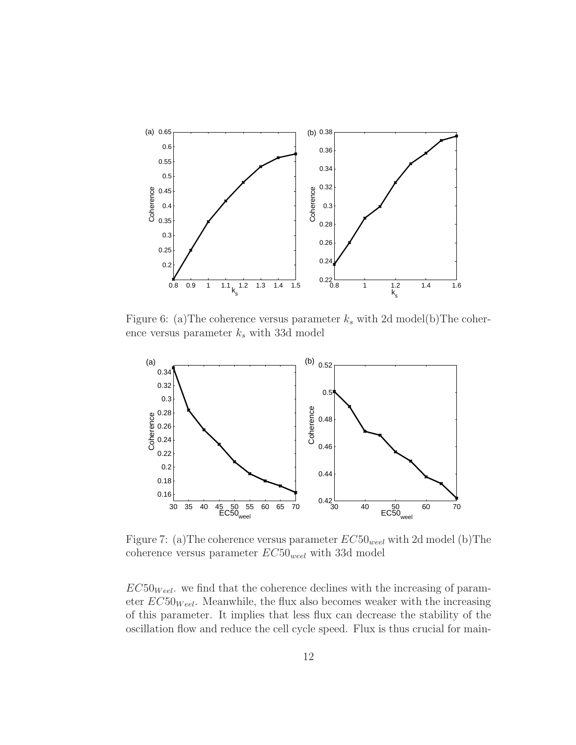(a) 0.65
0.6
0.55
0.5
0.45
0.4
0.35
0.3
0.25
0.2
Coherence
0.8 0.9 1 1.1 1.2 1.3 1.4 1.5
$k_s$

(b) 0.38
0.36
0.34
0.32
0.3
0.28
0.26
0.24
0.22
Coherence
0.8 1 1.2 1.4 1.6
$k_s$

Figure 6: (a)The coherence versus parameter $k_s$ with 2d model(b)The coherence versus parameter $k_s$ with 33d model

(a)
0.34
0.32
0.3
0.28
0.26
0.24
0.22
0.2
0.18
0.16
Coherence
30 35 40 45 50 55 60 65 70
$EC50_{weel}$

(b) 0.52
0.5
0.48
0.46
0.44
0.42
Coherence
30 40 50 60 70
$EC50_{weel}$

Figure 7: (a)The coherence versus parameter $EC50_{weel}$ with 2d model (b)The coherence versus parameter $EC50_{weel}$ with 33d model

$EC50_{Weel}$. we find that the coherence declines with the increasing of parameter $EC50_{Weel}$. Meanwhile, the flux also becomes weaker with the increasing of this parameter. It implies that less flux can decrease the stability of the oscillation flow and reduce the cell cycle speed. Flux is thus crucial for main-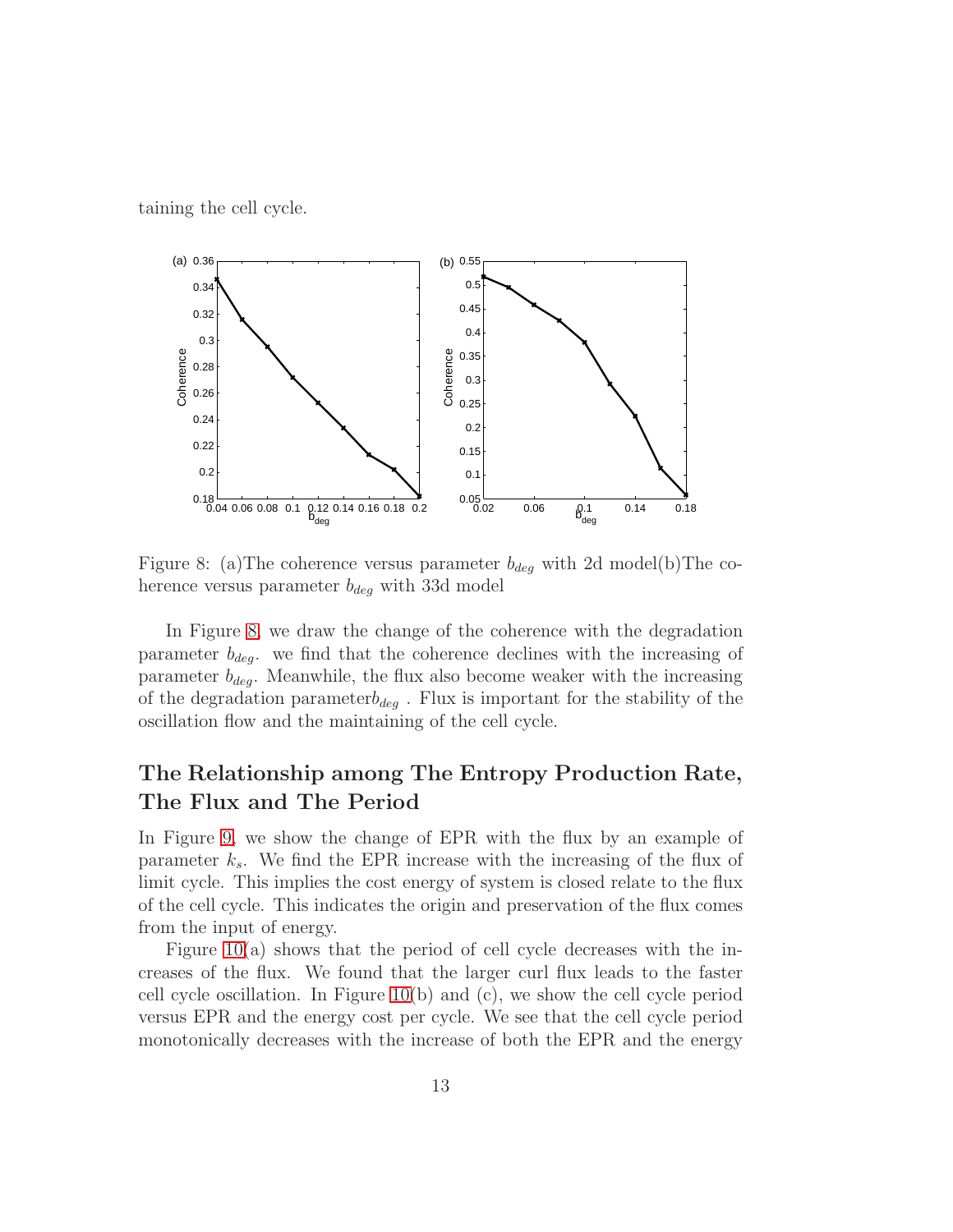taining the cell cycle.

(a)

0.36
0.34
0.32
0.3
0.28
0.26
0.24
0.22
0.2
0.18

Coherence

0.04 0.06 0.08 0.1 0.12 0.14 0.16 0.18 0.2

$b_{deg}$

(b)

0.55
0.5
0.45
0.4
0.35
0.3
0.25
0.2
0.15
0.1
0.05

Coherence

0.02 0.06 0.1 0.14 0.18

$b_{deg}$

Figure 8: (a)The coherence versus parameter $b_{deg}$ with 2d model(b)The coherence versus parameter $b_{deg}$ with 33d model

In Figure 8, we draw the change of the coherence with the degradation parameter $b_{deg}$. we find that the coherence declines with the increasing of parameter $b_{deg}$. Meanwhile, the flux also become weaker with the increasing of the degradation parameter$b_{deg}$ . Flux is important for the stability of the oscillation flow and the maintaining of the cell cycle.

## The Relationship among The Entropy Production Rate, The Flux and The Period

In Figure 9, we show the change of EPR with the flux by an example of parameter $k_s$. We find the EPR increase with the increasing of the flux of limit cycle. This implies the cost energy of system is closed relate to the flux of the cell cycle. This indicates the origin and preservation of the flux comes from the input of energy.

Figure 10(a) shows that the period of cell cycle decreases with the increases of the flux. We found that the larger curl flux leads to the faster cell cycle oscillation. In Figure 10(b) and (c), we show the cell cycle period versus EPR and the energy cost per cycle. We see that the cell cycle period monotonically decreases with the increase of both the EPR and the energy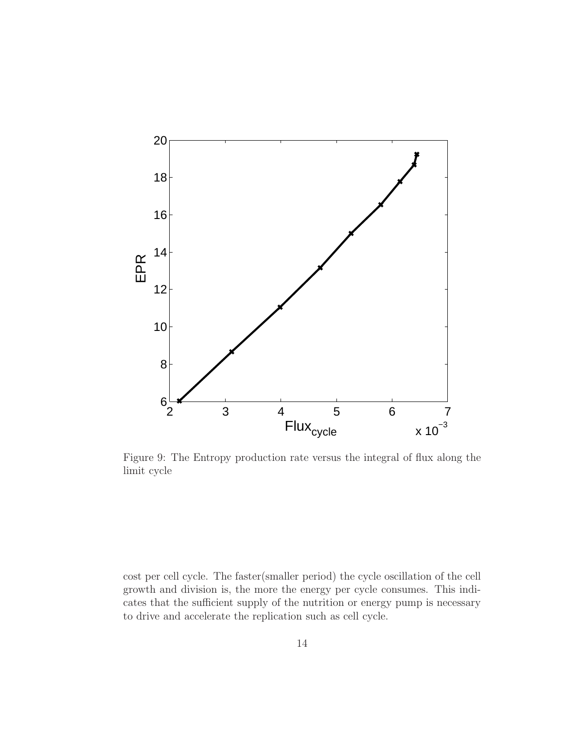EPR

20
18
16
14
12
10
8
6

2
3
4
5
6
7

$\text{Flux}_{\text{cycle}}$

x $10^{-3}$

Figure 9: The Entropy production rate versus the integral of flux along the limit cycle

cost per cell cycle. The faster(smaller period) the cycle oscillation of the cell growth and division is, the more the energy per cycle consumes. This indicates that the sufficient supply of the nutrition or energy pump is necessary to drive and accelerate the replication such as cell cycle.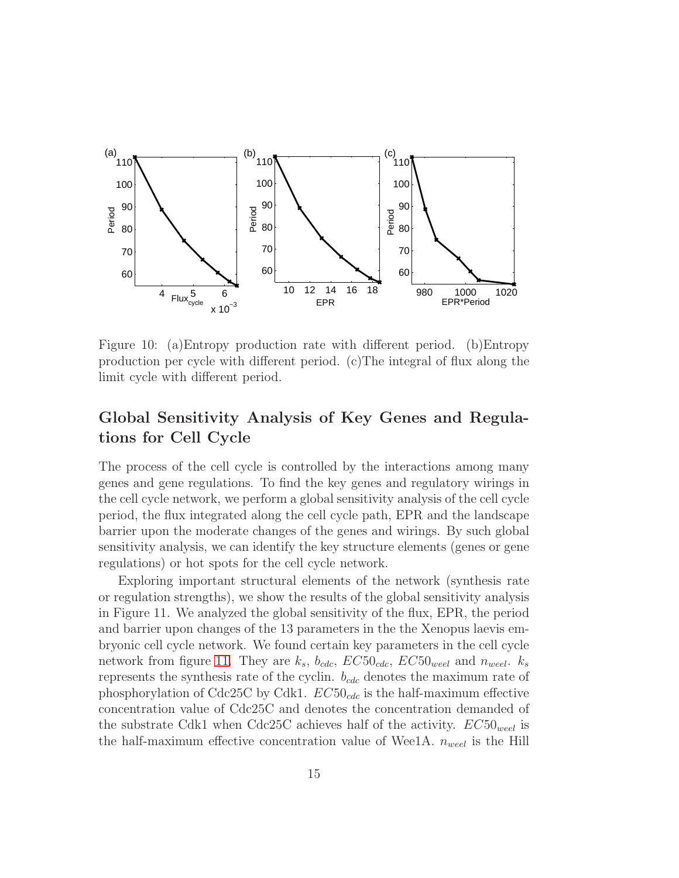(a)
110
100
90
80
70
60
Period
4
5
6
$\text{Flux}_{\text{cycle}}$
x $10^{-3}$

(b)
110
100
90
80
70
60
Period
10
12
14
16
18
EPR

(c)
110
100
90
80
70
60
Period
980
1000
1020
EPR*Period

Figure 10: (a)Entropy production rate with different period. (b)Entropy production per cycle with different period. (c)The integral of flux along the limit cycle with different period.

## Global Sensitivity Analysis of Key Genes and Regulations for Cell Cycle

The process of the cell cycle is controlled by the interactions among many genes and gene regulations. To find the key genes and regulatory wirings in the cell cycle network, we perform a global sensitivity analysis of the cell cycle period, the flux integrated along the cell cycle path, EPR and the landscape barrier upon the moderate changes of the genes and wirings. By such global sensitivity analysis, we can identify the key structure elements (genes or gene regulations) or hot spots for the cell cycle network.

Exploring important structural elements of the network (synthesis rate or regulation strengths), we show the results of the global sensitivity analysis in Figure 11. We analyzed the global sensitivity of the flux, EPR, the period and barrier upon changes of the 13 parameters in the the Xenopus laevis embryonic cell cycle network. We found certain key parameters in the cell cycle network from figure 11. They are $k_s$, $b_{cdc}$, $EC50_{cdc}$, $EC50_{weel}$ and $n_{weel}$. $k_s$ represents the synthesis rate of the cyclin. $b_{cdc}$ denotes the maximum rate of phosphorylation of Cdc25C by Cdk1. $EC50_{cdc}$ is the half-maximum effective concentration value of Cdc25C and denotes the concentration demanded of the substrate Cdk1 when Cdc25C achieves half of the activity. $EC50_{weel}$ is the half-maximum effective concentration value of Wee1A. $n_{weel}$ is the Hill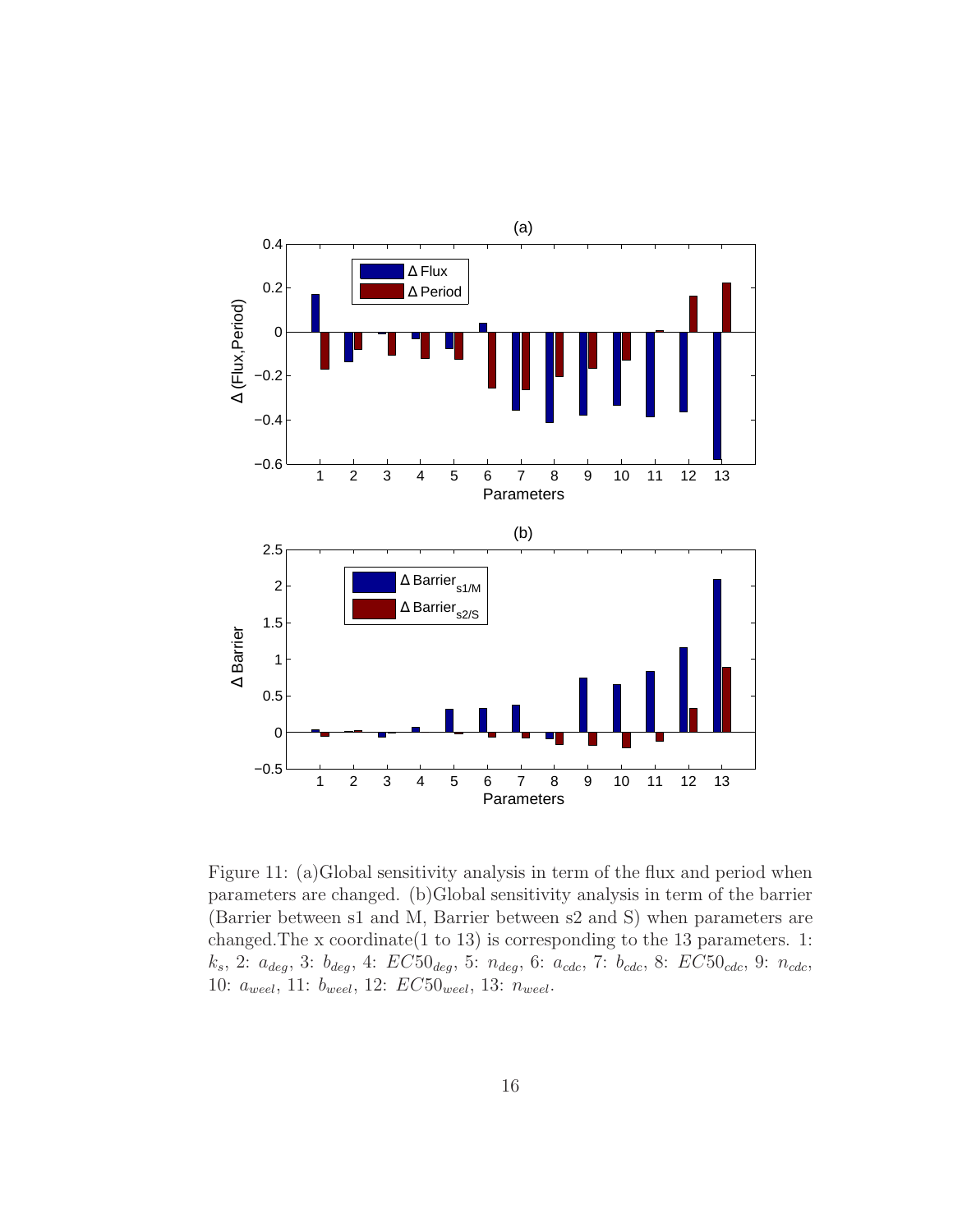(a)

0.4
0.2
0
−0.2
−0.4
−0.6

Δ (Flux,Period)

Δ Flux
Δ Period

1 2 3 4 5 6 7 8 9 10 11 12 13

Parameters

(b)

2.5
2
1.5
1
0.5
0
−0.5

Δ Barrier

Δ $\text{Barrier}_{s1/M}$
Δ $\text{Barrier}_{s2/S}$

1 2 3 4 5 6 7 8 9 10 11 12 13

Parameters

Figure 11: (a)Global sensitivity analysis in term of the flux and period when parameters are changed. (b)Global sensitivity analysis in term of the barrier (Barrier between s1 and M, Barrier between s2 and S) when parameters are changed.The x coordinate(1 to 13) is corresponding to the 13 parameters. 1: $k_s$, 2: $a_{deg}$, 3: $b_{deg}$, 4: $EC50_{deg}$, 5: $n_{deg}$, 6: $a_{cdc}$, 7: $b_{cdc}$, 8: $EC50_{cdc}$, 9: $n_{cdc}$, 10: $a_{weel}$, 11: $b_{weel}$, 12: $EC50_{weel}$, 13: $n_{weel}$.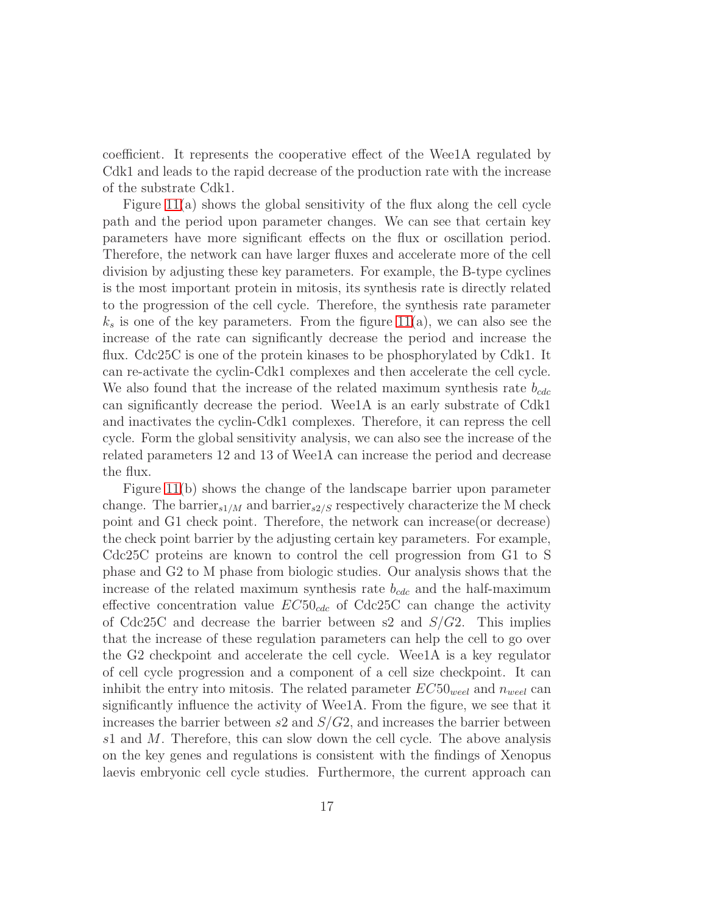coefficient. It represents the cooperative effect of the Wee1A regulated by Cdk1 and leads to the rapid decrease of the production rate with the increase of the substrate Cdk1.

Figure 11(a) shows the global sensitivity of the flux along the cell cycle path and the period upon parameter changes. We can see that certain key parameters have more significant effects on the flux or oscillation period. Therefore, the network can have larger fluxes and accelerate more of the cell division by adjusting these key parameters. For example, the B-type cyclines is the most important protein in mitosis, its synthesis rate is directly related to the progression of the cell cycle. Therefore, the synthesis rate parameter $k_s$ is one of the key parameters. From the figure 11(a), we can also see the increase of the rate can significantly decrease the period and increase the flux. Cdc25C is one of the protein kinases to be phosphorylated by Cdk1. It can re-activate the cyclin-Cdk1 complexes and then accelerate the cell cycle. We also found that the increase of the related maximum synthesis rate $b_{cdc}$ can significantly decrease the period. Wee1A is an early substrate of Cdk1 and inactivates the cyclin-Cdk1 complexes. Therefore, it can repress the cell cycle. Form the global sensitivity analysis, we can also see the increase of the related parameters 12 and 13 of Wee1A can increase the period and decrease the flux.

Figure 11(b) shows the change of the landscape barrier upon parameter change. The $\text{barrier}_{s1/M}$ and $\text{barrier}_{s2/S}$ respectively characterize the M check point and G1 check point. Therefore, the network can increase(or decrease) the check point barrier by the adjusting certain key parameters. For example, Cdc25C proteins are known to control the cell progression from G1 to S phase and G2 to M phase from biologic studies. Our analysis shows that the increase of the related maximum synthesis rate $b_{cdc}$ and the half-maximum effective concentration value $EC50_{cdc}$ of Cdc25C can change the activity of Cdc25C and decrease the barrier between s2 and $S/G2$. This implies that the increase of these regulation parameters can help the cell to go over the G2 checkpoint and accelerate the cell cycle. Wee1A is a key regulator of cell cycle progression and a component of a cell size checkpoint. It can inhibit the entry into mitosis. The related parameter $EC50_{weel}$ and $n_{weel}$ can significantly influence the activity of Wee1A. From the figure, we see that it increases the barrier between $s2$ and $S/G2$, and increases the barrier between $s1$ and $M$. Therefore, this can slow down the cell cycle. The above analysis on the key genes and regulations is consistent with the findings of Xenopus laevis embryonic cell cycle studies. Furthermore, the current approach can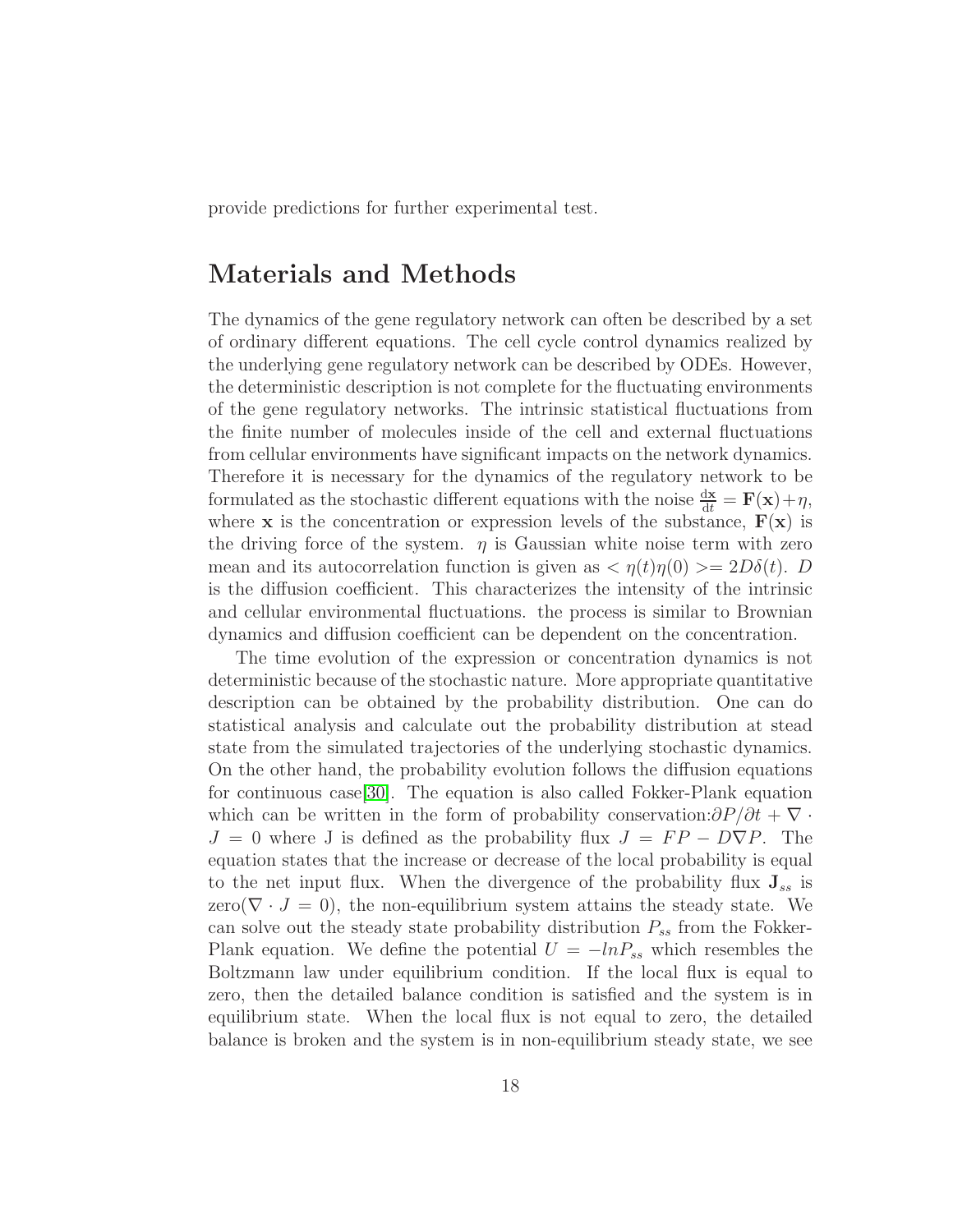provide predictions for further experimental test.

# Materials and Methods

The dynamics of the gene regulatory network can often be described by a set of ordinary different equations. The cell cycle control dynamics realized by the underlying gene regulatory network can be described by ODEs. However, the deterministic description is not complete for the fluctuating environments of the gene regulatory networks. The intrinsic statistical fluctuations from the finite number of molecules inside of the cell and external fluctuations from cellular environments have significant impacts on the network dynamics. Therefore it is necessary for the dynamics of the regulatory network to be formulated as the stochastic different equations with the noise $\frac{d\mathbf{x}}{dt} = \mathbf{F}(\mathbf{x}) + \eta$, where $\mathbf{x}$ is the concentration or expression levels of the substance, $\mathbf{F}(\mathbf{x})$ is the driving force of the system. $\eta$ is Gaussian white noise term with zero mean and its autocorrelation function is given as $< \eta(t)\eta(0) >= 2D\delta(t)$. $D$ is the diffusion coefficient. This characterizes the intensity of the intrinsic and cellular environmental fluctuations. the process is similar to Brownian dynamics and diffusion coefficient can be dependent on the concentration.

The time evolution of the expression or concentration dynamics is not deterministic because of the stochastic nature. More appropriate quantitative description can be obtained by the probability distribution. One can do statistical analysis and calculate out the probability distribution at stead state from the simulated trajectories of the underlying stochastic dynamics. On the other hand, the probability evolution follows the diffusion equations for continuous case[30]. The equation is also called Fokker-Plank equation which can be written in the form of probability conservation:$\partial P/\partial t + \nabla \cdot J = 0$ where J is defined as the probability flux $J = FP - D\nabla P$. The equation states that the increase or decrease of the local probability is equal to the net input flux. When the divergence of the probability flux $\mathbf{J}_{ss}$ is zero($\nabla \cdot J = 0$), the non-equilibrium system attains the steady state. We can solve out the steady state probability distribution $P_{ss}$ from the Fokker-Plank equation. We define the potential $U = -lnP_{ss}$ which resembles the Boltzmann law under equilibrium condition. If the local flux is equal to zero, then the detailed balance condition is satisfied and the system is in equilibrium state. When the local flux is not equal to zero, the detailed balance is broken and the system is in non-equilibrium steady state, we see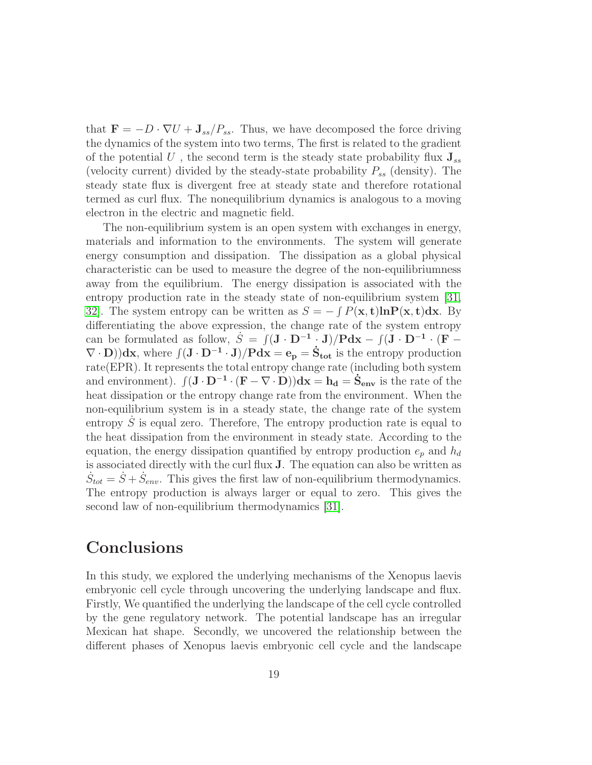that $\mathbf{F} = -D \cdot \nabla U + \mathbf{J}_{ss}/P_{ss}$. Thus, we have decomposed the force driving the dynamics of the system into two terms, The first is related to the gradient of the potential $U$ , the second term is the steady state probability flux $\mathbf{J}_{ss}$ (velocity current) divided by the steady-state probability $P_{ss}$ (density). The steady state flux is divergent free at steady state and therefore rotational termed as curl flux. The nonequilibrium dynamics is analogous to a moving electron in the electric and magnetic field.

The non-equilibrium system is an open system with exchanges in energy, materials and information to the environments. The system will generate energy consumption and dissipation. The dissipation as a global physical characteristic can be used to measure the degree of the non-equilibriumness away from the equilibrium. The energy dissipation is associated with the entropy production rate in the steady state of non-equilibrium system [31, 32]. The system entropy can be written as $S = -\int P(\mathbf{x}, \mathbf{t})\mathbf{lnP}(\mathbf{x}, \mathbf{t})\mathbf{dx}$. By differentiating the above expression, the change rate of the system entropy can be formulated as follow, $\dot{S} = \int(\mathbf{J} \cdot \mathbf{D^{-1}} \cdot \mathbf{J})/\mathbf{P}\mathbf{dx} - \int(\mathbf{J} \cdot \mathbf{D^{-1}} \cdot (\mathbf{F} - \nabla \cdot \mathbf{D}))\mathbf{dx}$, where $\int(\mathbf{J} \cdot \mathbf{D^{-1}} \cdot \mathbf{J})/\mathbf{P}\mathbf{dx} = \mathbf{e_p} = \dot{\mathbf{S}}_{\mathbf{tot}}$ is the entropy production rate(EPR). It represents the total entropy change rate (including both system and environment). $\int(\mathbf{J} \cdot \mathbf{D^{-1}} \cdot (\mathbf{F} - \nabla \cdot \mathbf{D}))\mathbf{dx} = \mathbf{h_d} = \dot{\mathbf{S}}_{\mathbf{env}}$ is the rate of the heat dissipation or the entropy change rate from the environment. When the non-equilibrium system is in a steady state, the change rate of the system entropy $\dot{S}$ is equal zero. Therefore, The entropy production rate is equal to the heat dissipation from the environment in steady state. According to the equation, the energy dissipation quantified by entropy production $e_p$ and $h_d$ is associated directly with the curl flux $\mathbf{J}$. The equation can also be written as $\dot{S}_{tot} = \dot{S} + \dot{S}_{env}$. This gives the first law of non-equilibrium thermodynamics. The entropy production is always larger or equal to zero. This gives the second law of non-equilibrium thermodynamics [31].

# Conclusions

In this study, we explored the underlying mechanisms of the Xenopus laevis embryonic cell cycle through uncovering the underlying landscape and flux. Firstly, We quantified the underlying the landscape of the cell cycle controlled by the gene regulatory network. The potential landscape has an irregular Mexican hat shape. Secondly, we uncovered the relationship between the different phases of Xenopus laevis embryonic cell cycle and the landscape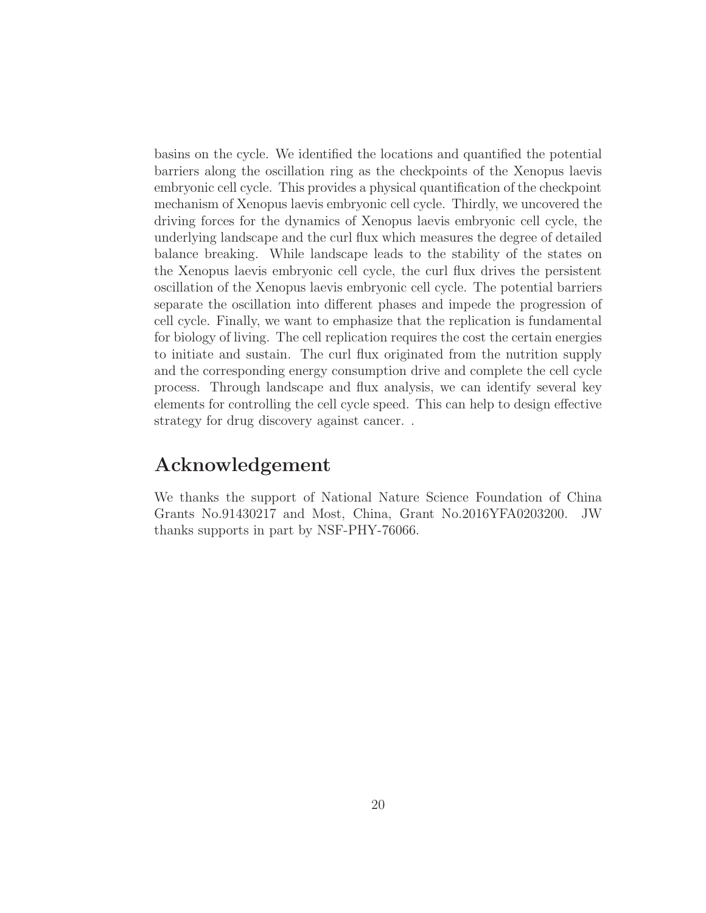basins on the cycle. We identified the locations and quantified the potential barriers along the oscillation ring as the checkpoints of the Xenopus laevis embryonic cell cycle. This provides a physical quantification of the checkpoint mechanism of Xenopus laevis embryonic cell cycle. Thirdly, we uncovered the driving forces for the dynamics of Xenopus laevis embryonic cell cycle, the underlying landscape and the curl flux which measures the degree of detailed balance breaking. While landscape leads to the stability of the states on the Xenopus laevis embryonic cell cycle, the curl flux drives the persistent oscillation of the Xenopus laevis embryonic cell cycle. The potential barriers separate the oscillation into different phases and impede the progression of cell cycle. Finally, we want to emphasize that the replication is fundamental for biology of living. The cell replication requires the cost the certain energies to initiate and sustain. The curl flux originated from the nutrition supply and the corresponding energy consumption drive and complete the cell cycle process. Through landscape and flux analysis, we can identify several key elements for controlling the cell cycle speed. This can help to design effective strategy for drug discovery against cancer. .

## Acknowledgement

We thanks the support of National Nature Science Foundation of China Grants No.91430217 and Most, China, Grant No.2016YFA0203200. JW thanks supports in part by NSF-PHY-76066.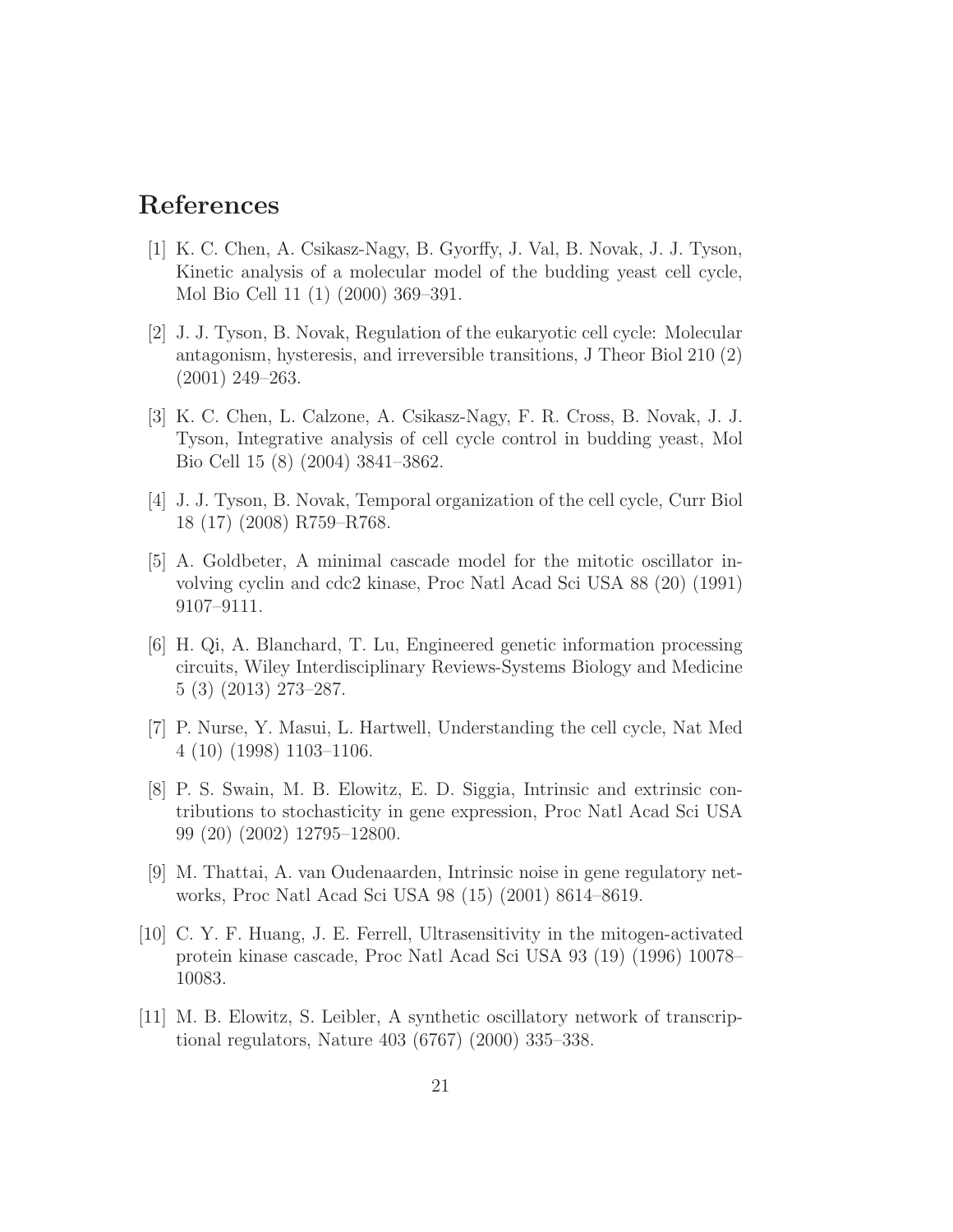# References

[1] K. C. Chen, A. Csikasz-Nagy, B. Gyorffy, J. Val, B. Novak, J. J. Tyson, Kinetic analysis of a molecular model of the budding yeast cell cycle, Mol Bio Cell 11 (1) (2000) 369–391.

[2] J. J. Tyson, B. Novak, Regulation of the eukaryotic cell cycle: Molecular antagonism, hysteresis, and irreversible transitions, J Theor Biol 210 (2) (2001) 249–263.

[3] K. C. Chen, L. Calzone, A. Csikasz-Nagy, F. R. Cross, B. Novak, J. J. Tyson, Integrative analysis of cell cycle control in budding yeast, Mol Bio Cell 15 (8) (2004) 3841–3862.

[4] J. J. Tyson, B. Novak, Temporal organization of the cell cycle, Curr Biol 18 (17) (2008) R759–R768.

[5] A. Goldbeter, A minimal cascade model for the mitotic oscillator involving cyclin and cdc2 kinase, Proc Natl Acad Sci USA 88 (20) (1991) 9107–9111.

[6] H. Qi, A. Blanchard, T. Lu, Engineered genetic information processing circuits, Wiley Interdisciplinary Reviews-Systems Biology and Medicine 5 (3) (2013) 273–287.

[7] P. Nurse, Y. Masui, L. Hartwell, Understanding the cell cycle, Nat Med 4 (10) (1998) 1103–1106.

[8] P. S. Swain, M. B. Elowitz, E. D. Siggia, Intrinsic and extrinsic contributions to stochasticity in gene expression, Proc Natl Acad Sci USA 99 (20) (2002) 12795–12800.

[9] M. Thattai, A. van Oudenaarden, Intrinsic noise in gene regulatory networks, Proc Natl Acad Sci USA 98 (15) (2001) 8614–8619.

[10] C. Y. F. Huang, J. E. Ferrell, Ultrasensitivity in the mitogen-activated protein kinase cascade, Proc Natl Acad Sci USA 93 (19) (1996) 10078–10083.

[11] M. B. Elowitz, S. Leibler, A synthetic oscillatory network of transcriptional regulators, Nature 403 (6767) (2000) 335–338.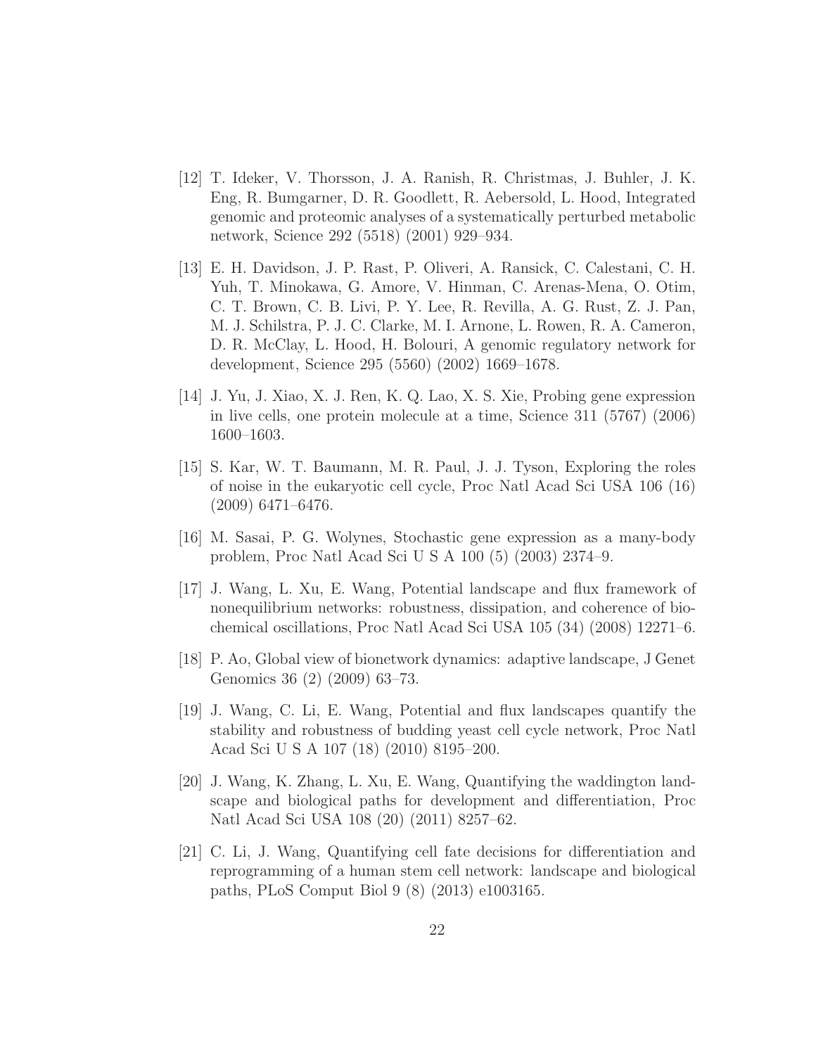[12] T. Ideker, V. Thorsson, J. A. Ranish, R. Christmas, J. Buhler, J. K. Eng, R. Bumgarner, D. R. Goodlett, R. Aebersold, L. Hood, Integrated genomic and proteomic analyses of a systematically perturbed metabolic network, Science 292 (5518) (2001) 929–934.

[13] E. H. Davidson, J. P. Rast, P. Oliveri, A. Ransick, C. Calestani, C. H. Yuh, T. Minokawa, G. Amore, V. Hinman, C. Arenas-Mena, O. Otim, C. T. Brown, C. B. Livi, P. Y. Lee, R. Revilla, A. G. Rust, Z. J. Pan, M. J. Schilstra, P. J. C. Clarke, M. I. Arnone, L. Rowen, R. A. Cameron, D. R. McClay, L. Hood, H. Bolouri, A genomic regulatory network for development, Science 295 (5560) (2002) 1669–1678.

[14] J. Yu, J. Xiao, X. J. Ren, K. Q. Lao, X. S. Xie, Probing gene expression in live cells, one protein molecule at a time, Science 311 (5767) (2006) 1600–1603.

[15] S. Kar, W. T. Baumann, M. R. Paul, J. J. Tyson, Exploring the roles of noise in the eukaryotic cell cycle, Proc Natl Acad Sci USA 106 (16) (2009) 6471–6476.

[16] M. Sasai, P. G. Wolynes, Stochastic gene expression as a many-body problem, Proc Natl Acad Sci U S A 100 (5) (2003) 2374–9.

[17] J. Wang, L. Xu, E. Wang, Potential landscape and flux framework of nonequilibrium networks: robustness, dissipation, and coherence of biochemical oscillations, Proc Natl Acad Sci USA 105 (34) (2008) 12271–6.

[18] P. Ao, Global view of bionetwork dynamics: adaptive landscape, J Genet Genomics 36 (2) (2009) 63–73.

[19] J. Wang, C. Li, E. Wang, Potential and flux landscapes quantify the stability and robustness of budding yeast cell cycle network, Proc Natl Acad Sci U S A 107 (18) (2010) 8195–200.

[20] J. Wang, K. Zhang, L. Xu, E. Wang, Quantifying the waddington landscape and biological paths for development and differentiation, Proc Natl Acad Sci USA 108 (20) (2011) 8257–62.

[21] C. Li, J. Wang, Quantifying cell fate decisions for differentiation and reprogramming of a human stem cell network: landscape and biological paths, PLoS Comput Biol 9 (8) (2013) e1003165.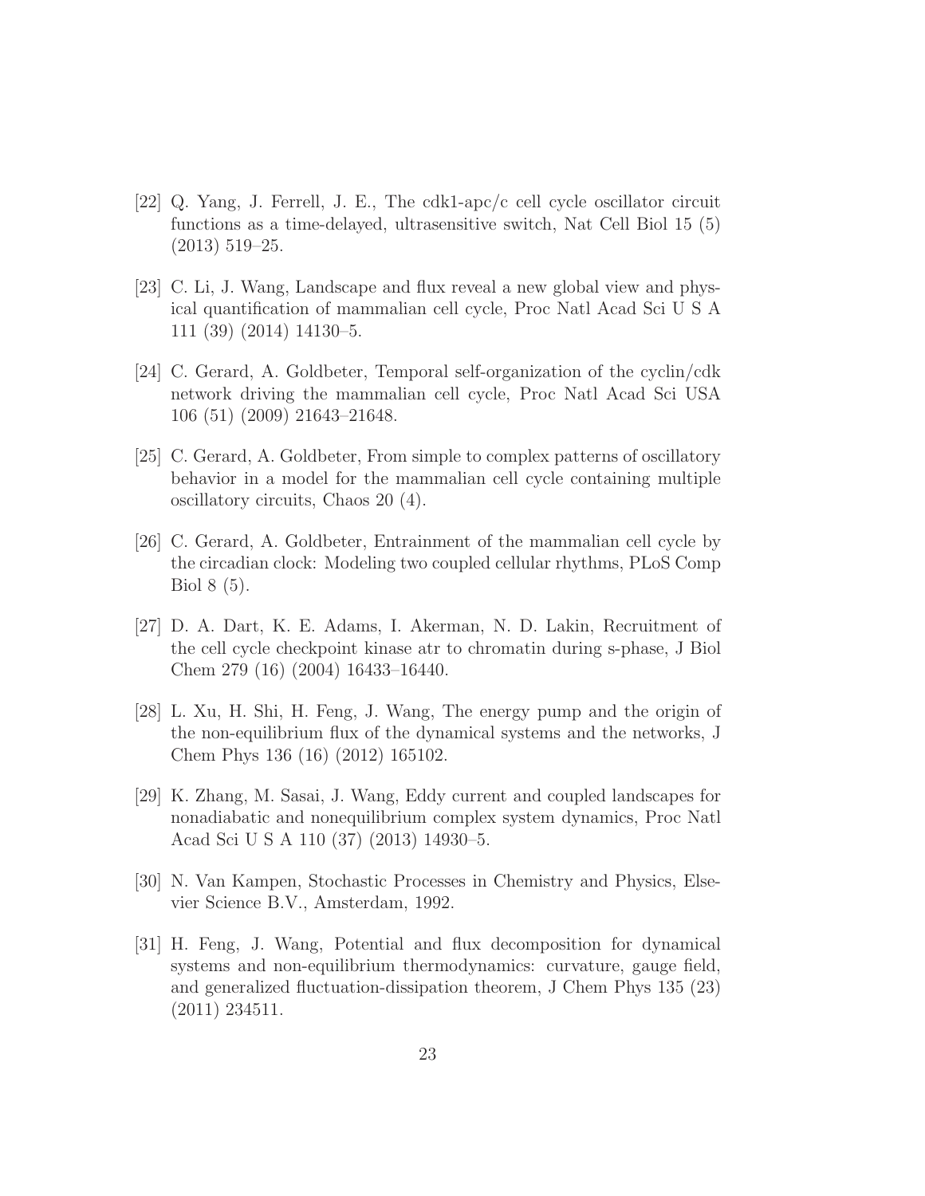[22] Q. Yang, J. Ferrell, J. E., The cdk1-apc/c cell cycle oscillator circuit functions as a time-delayed, ultrasensitive switch, Nat Cell Biol 15 (5) (2013) 519–25.

[23] C. Li, J. Wang, Landscape and flux reveal a new global view and physical quantification of mammalian cell cycle, Proc Natl Acad Sci U S A 111 (39) (2014) 14130–5.

[24] C. Gerard, A. Goldbeter, Temporal self-organization of the cyclin/cdk network driving the mammalian cell cycle, Proc Natl Acad Sci USA 106 (51) (2009) 21643–21648.

[25] C. Gerard, A. Goldbeter, From simple to complex patterns of oscillatory behavior in a model for the mammalian cell cycle containing multiple oscillatory circuits, Chaos 20 (4).

[26] C. Gerard, A. Goldbeter, Entrainment of the mammalian cell cycle by the circadian clock: Modeling two coupled cellular rhythms, PLoS Comp Biol 8 (5).

[27] D. A. Dart, K. E. Adams, I. Akerman, N. D. Lakin, Recruitment of the cell cycle checkpoint kinase atr to chromatin during s-phase, J Biol Chem 279 (16) (2004) 16433–16440.

[28] L. Xu, H. Shi, H. Feng, J. Wang, The energy pump and the origin of the non-equilibrium flux of the dynamical systems and the networks, J Chem Phys 136 (16) (2012) 165102.

[29] K. Zhang, M. Sasai, J. Wang, Eddy current and coupled landscapes for nonadiabatic and nonequilibrium complex system dynamics, Proc Natl Acad Sci U S A 110 (37) (2013) 14930–5.

[30] N. Van Kampen, Stochastic Processes in Chemistry and Physics, Elsevier Science B.V., Amsterdam, 1992.

[31] H. Feng, J. Wang, Potential and flux decomposition for dynamical systems and non-equilibrium thermodynamics: curvature, gauge field, and generalized fluctuation-dissipation theorem, J Chem Phys 135 (23) (2011) 234511.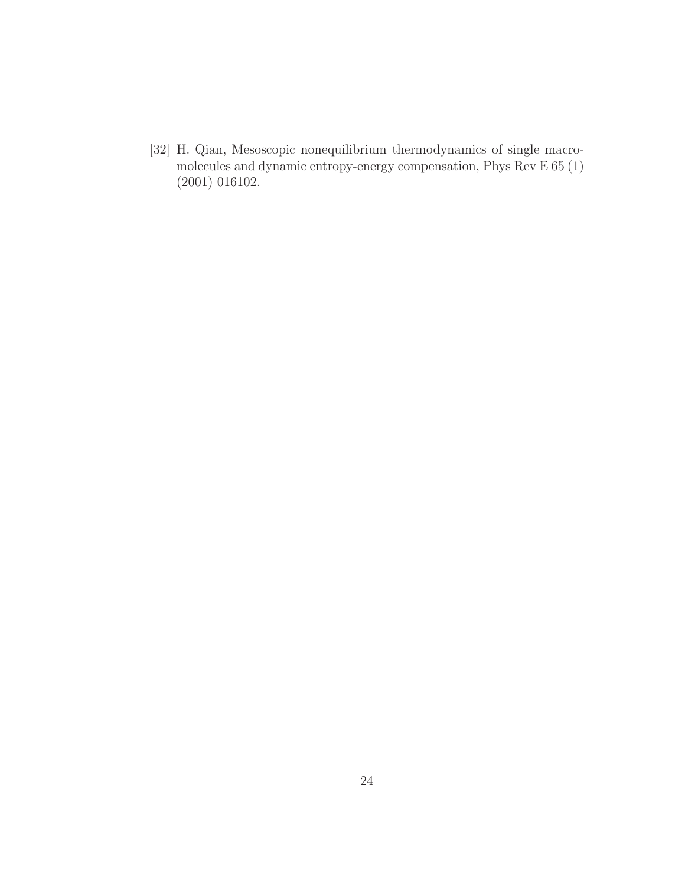[32] H. Qian, Mesoscopic nonequilibrium thermodynamics of single macromolecules and dynamic entropy-energy compensation, Phys Rev E 65 (1) (2001) 016102.